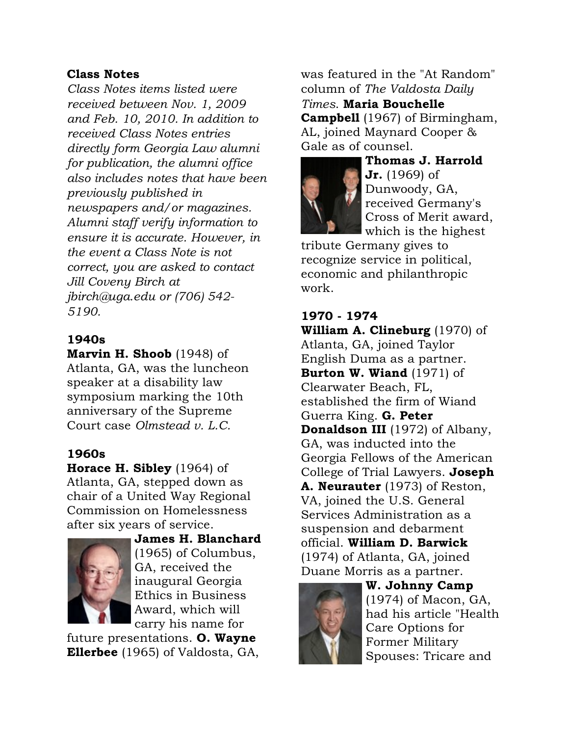**Class Notes**

*Class Notes items listed were received between Nov. 1, 2009 and Feb. 10, 2010. In addition to received Class Notes entries directly form Georgia Law alumni for publication, the alumni office also includes notes that have been previously published in newspapers and/or magazines. Alumni staff verify information to ensure it is accurate. However, in the event a Class Note is not correct, you are asked to contact Jill Coveny Birch at jbirch@uga.edu or (706) 542-5190.*

### 1940s

**Marvin H. Shoob** (1948) of Atlanta, GA, was the luncheon speaker at a disability law symposium marking the 10th anniversary of the Supreme Court case *Olmstead v. L.C.*

### 1960s

**Horace H. Sibley** (1964) of Atlanta, GA, stepped down as chair of a United Way Regional Commission on Homelessness after six years of service. **James H. Blanchard** (1965) of Columbus, GA, received the inaugural Georgia Ethics in Business Award, which will carry his name for future presentations. **O. Wayne Ellerbee** (1965) of Valdosta, GA, was featured in the "At Random" column of *The Valdosta Daily Times*. **Maria Bouchelle Campbell** (1967) of Birmingham, AL, joined Maynard Cooper & Gale as of counsel. **Thomas J. Harrold Jr.** (1969) of Dunwoody, GA, received Germany's Cross of Merit award, which is the highest tribute Germany gives to recognize service in political, economic and philanthropic work.

### 1970 - 1974

**William A. Clineburg** (1970) of Atlanta, GA, joined Taylor English Duma as a partner. **Burton W. Wiand** (1971) of Clearwater Beach, FL, established the firm of Wiand Guerra King. **G. Peter Donaldson III** (1972) of Albany, GA, was inducted into the Georgia Fellows of the American College of Trial Lawyers. **Joseph A. Neurauter** (1973) of Reston, VA, joined the U.S. General Services Administration as a suspension and debarment official. **William D. Barwick** (1974) of Atlanta, GA, joined Duane Morris as a partner. **W. Johnny Camp** (1974) of Macon, GA, had his article "Health Care Options for Former Military Spouses: Tricare and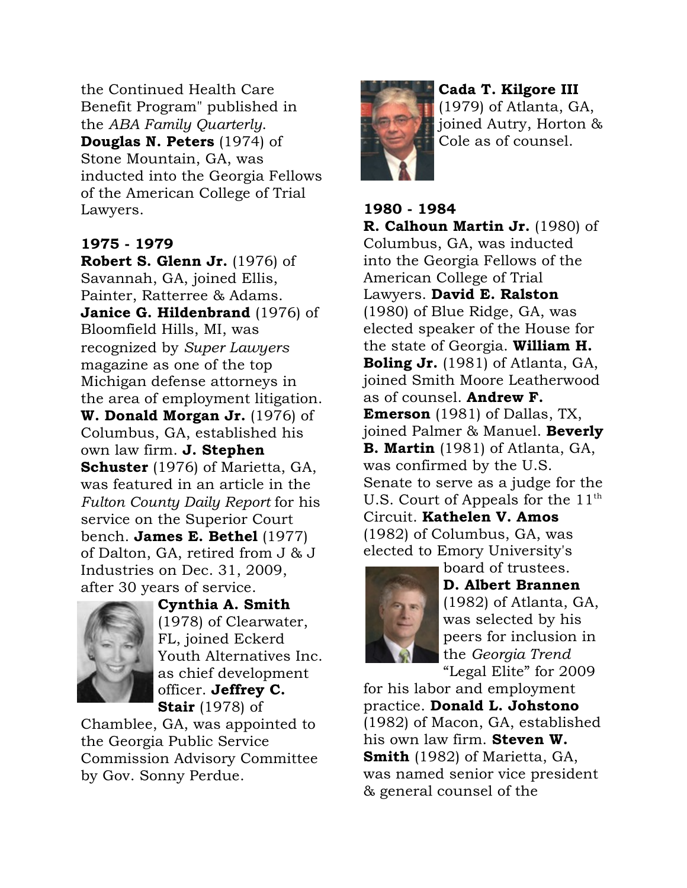the Continued Health Care Benefit Program" published in the *ABA Family Quarterly*. **Douglas N. Peters** (1974) of Stone Mountain, GA, was inducted into the Georgia Fellows of the American College of Trial Lawyers.

**1975 - 1979**

**Robert S. Glenn Jr.** (1976) of Savannah, GA, joined Ellis, Painter, Ratterree & Adams. **Janice G. Hildenbrand** (1976) of Bloomfield Hills, MI, was recognized by *Super Lawyers* magazine as one of the top Michigan defense attorneys in the area of employment litigation. **W. Donald Morgan Jr.** (1976) of Columbus, GA, established his own law firm. **J. Stephen Schuster** (1976) of Marietta, GA, was featured in an article in the *Fulton County Daily Report* for his service on the Superior Court bench. **James E. Bethel** (1977) of Dalton, GA, retired from J & J Industries on Dec. 31, 2009, after 30 years of service. **Cynthia A. Smith** (1978) of Clearwater, FL, joined Eckerd Youth Alternatives Inc. as chief development officer. **Jeffrey C. Stair** (1978) of Chamblee, GA, was appointed to the Georgia Public Service Commission Advisory Committee by Gov. Sonny Perdue. **Cada T. Kilgore III** (1979) of Atlanta, GA, joined Autry, Horton & Cole as of counsel.

**1980 - 1984**

**R. Calhoun Martin Jr.** (1980) of Columbus, GA, was inducted into the Georgia Fellows of the American College of Trial Lawyers. **David E. Ralston** (1980) of Blue Ridge, GA, was elected speaker of the House for the state of Georgia. **William H. Boling Jr.** (1981) of Atlanta, GA, joined Smith Moore Leatherwood as of counsel. **Andrew F. Emerson** (1981) of Dallas, TX, joined Palmer & Manuel. **Beverly B. Martin** (1981) of Atlanta, GA, was confirmed by the U.S. Senate to serve as a judge for the U.S. Court of Appeals for the 11th Circuit. **Kathelen V. Amos** (1982) of Columbus, GA, was elected to Emory University's board of trustees. **D. Albert Brannen** (1982) of Atlanta, GA, was selected by his peers for inclusion in the *Georgia Trend* "Legal Elite" for 2009 for his labor and employment practice. **Donald L. Johstono** (1982) of Macon, GA, established his own law firm. **Steven W. Smith** (1982) of Marietta, GA, was named senior vice president & general counsel of the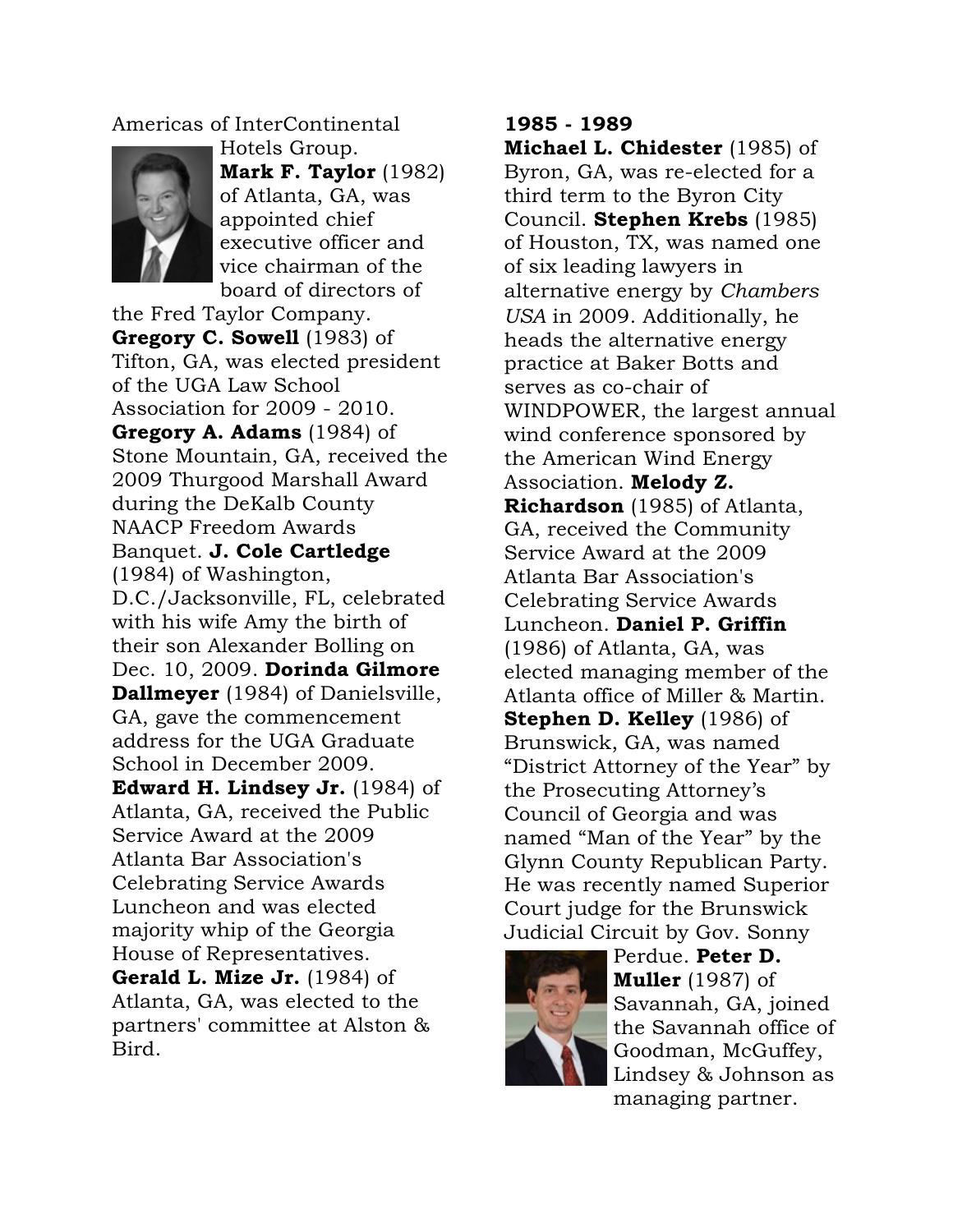Americas of InterContinental Hotels Group. **Mark F. Taylor** (1982) of Atlanta, GA, was appointed chief executive officer and vice chairman of the board of directors of the Fred Taylor Company. **Gregory C. Sowell** (1983) of Tifton, GA, was elected president of the UGA Law School Association for 2009 - 2010. **Gregory A. Adams** (1984) of Stone Mountain, GA, received the 2009 Thurgood Marshall Award during the DeKalb County NAACP Freedom Awards Banquet. **J. Cole Cartledge** (1984) of Washington, D.C./Jacksonville, FL, celebrated with his wife Amy the birth of their son Alexander Bolling on Dec. 10, 2009. **Dorinda Gilmore Dallmeyer** (1984) of Danielsville, GA, gave the commencement address for the UGA Graduate School in December 2009. **Edward H. Lindsey Jr.** (1984) of Atlanta, GA, received the Public Service Award at the 2009 Atlanta Bar Association's Celebrating Service Awards Luncheon and was elected majority whip of the Georgia House of Representatives. **Gerald L. Mize Jr.** (1984) of Atlanta, GA, was elected to the partners' committee at Alston & Bird.

**1985 - 1989**

**Michael L. Chidester** (1985) of Byron, GA, was re-elected for a third term to the Byron City Council. **Stephen Krebs** (1985) of Houston, TX, was named one of six leading lawyers in alternative energy by *Chambers USA* in 2009. Additionally, he heads the alternative energy practice at Baker Botts and serves as co-chair of WINDPOWER, the largest annual wind conference sponsored by the American Wind Energy Association. **Melody Z. Richardson** (1985) of Atlanta, GA, received the Community Service Award at the 2009 Atlanta Bar Association's Celebrating Service Awards Luncheon. **Daniel P. Griffin** (1986) of Atlanta, GA, was elected managing member of the Atlanta office of Miller & Martin. **Stephen D. Kelley** (1986) of Brunswick, GA, was named "District Attorney of the Year" by the Prosecuting Attorney's Council of Georgia and was named "Man of the Year" by the Glynn County Republican Party. He was recently named Superior Court judge for the Brunswick Judicial Circuit by Gov. Sonny Perdue. **Peter D. Muller** (1987) of Savannah, GA, joined the Savannah office of Goodman, McGuffey, Lindsey & Johnson as managing partner.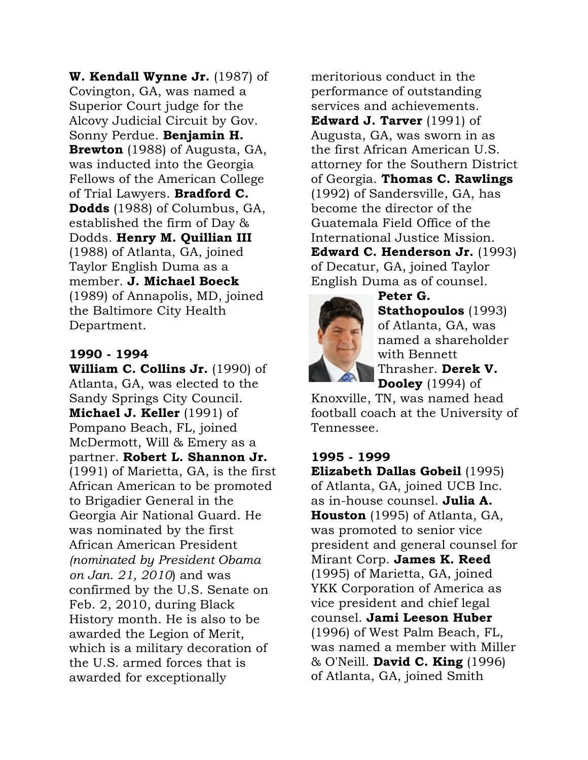**W. Kendall Wynne Jr.** (1987) of Covington, GA, was named a Superior Court judge for the Alcovy Judicial Circuit by Gov. Sonny Perdue. **Benjamin H. Brewton** (1988) of Augusta, GA, was inducted into the Georgia Fellows of the American College of Trial Lawyers. **Bradford C. Dodds** (1988) of Columbus, GA, established the firm of Day & Dodds. **Henry M. Quillian III** (1988) of Atlanta, GA, joined Taylor English Duma as a member. **J. Michael Boeck** (1989) of Annapolis, MD, joined the Baltimore City Health Department.

### 1990 - 1994

**William C. Collins Jr.** (1990) of Atlanta, GA, was elected to the Sandy Springs City Council. **Michael J. Keller** (1991) of Pompano Beach, FL, joined McDermott, Will & Emery as a partner. **Robert L. Shannon Jr.** (1991) of Marietta, GA, is the first African American to be promoted to Brigadier General in the Georgia Air National Guard. He was nominated by the first African American President *(nominated by President Obama on Jan. 21, 2010*) and was confirmed by the U.S. Senate on Feb. 2, 2010, during Black History month. He is also to be awarded the Legion of Merit, which is a military decoration of the U.S. armed forces that is awarded for exceptionally meritorious conduct in the performance of outstanding services and achievements. **Edward J. Tarver** (1991) of Augusta, GA, was sworn in as the first African American U.S. attorney for the Southern District of Georgia. **Thomas C. Rawlings** (1992) of Sandersville, GA, has become the director of the Guatemala Field Office of the International Justice Mission. **Edward C. Henderson Jr.** (1993) of Decatur, GA, joined Taylor English Duma as of counsel. **Peter G. Stathopoulos** (1993) of Atlanta, GA, was named a shareholder with Bennett Thrasher. **Derek V. Dooley** (1994) of Knoxville, TN, was named head football coach at the University of Tennessee.

### 1995 - 1999

**Elizabeth Dallas Gobeil** (1995) of Atlanta, GA, joined UCB Inc. as in-house counsel. **Julia A. Houston** (1995) of Atlanta, GA, was promoted to senior vice president and general counsel for Mirant Corp. **James K. Reed** (1995) of Marietta, GA, joined YKK Corporation of America as vice president and chief legal counsel. **Jami Leeson Huber** (1996) of West Palm Beach, FL, was named a member with Miller & O'Neill. **David C. King** (1996) of Atlanta, GA, joined Smith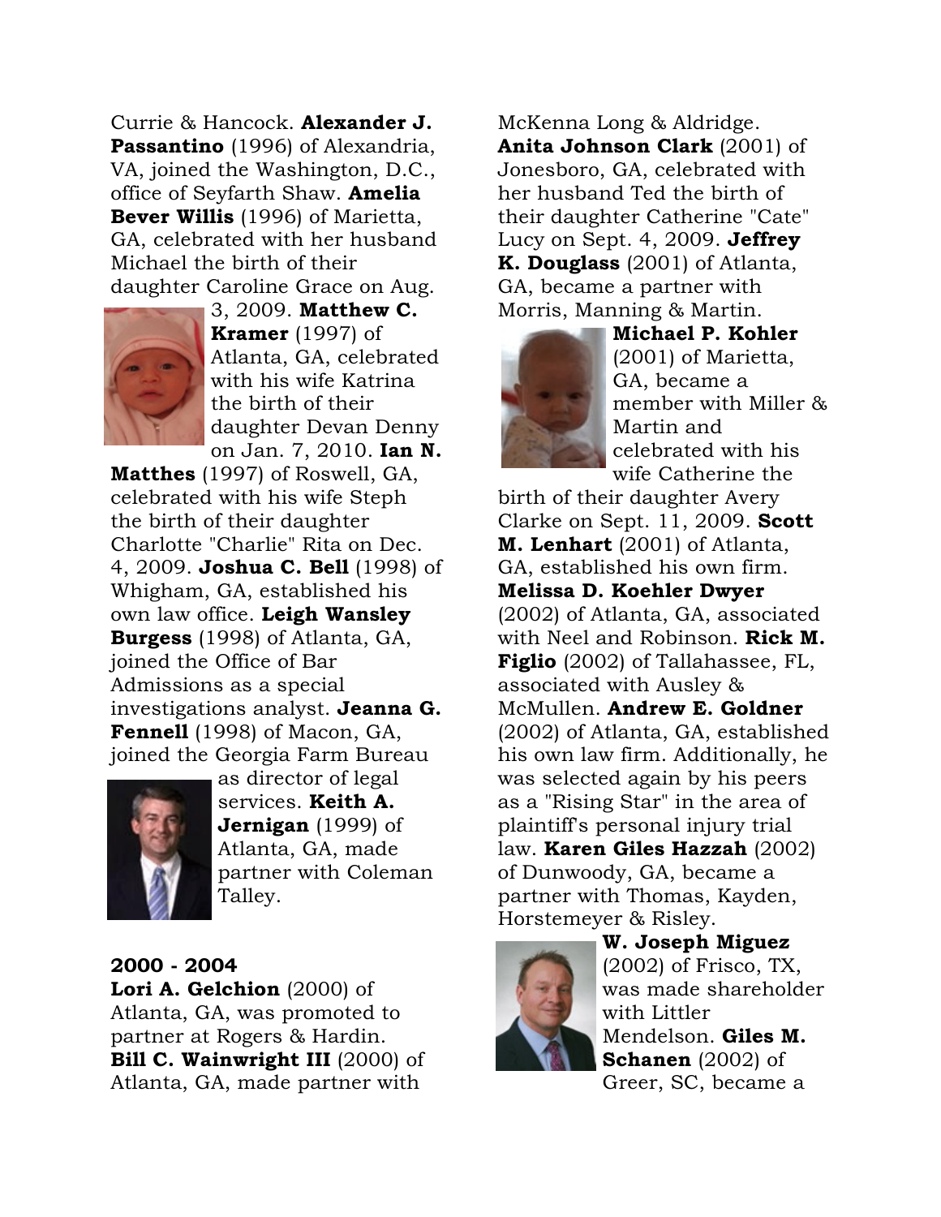Currie & Hancock. **Alexander J. Passantino** (1996) of Alexandria, VA, joined the Washington, D.C., office of Seyfarth Shaw. **Amelia Bever Willis** (1996) of Marietta, GA, celebrated with her husband Michael the birth of their daughter Caroline Grace on Aug. 3, 2009. **Matthew C. Kramer** (1997) of Atlanta, GA, celebrated with his wife Katrina the birth of their daughter Devan Denny on Jan. 7, 2010. **Ian N. Matthes** (1997) of Roswell, GA, celebrated with his wife Steph the birth of their daughter Charlotte "Charlie" Rita on Dec. 4, 2009. **Joshua C. Bell** (1998) of Whigham, GA, established his own law office. **Leigh Wansley Burgess** (1998) of Atlanta, GA, joined the Office of Bar Admissions as a special investigations analyst. **Jeanna G. Fennell** (1998) of Macon, GA, joined the Georgia Farm Bureau as director of legal services. **Keith A. Jernigan** (1999) of Atlanta, GA, made partner with Coleman Talley.

**2000 - 2004**

**Lori A. Gelchion** (2000) of Atlanta, GA, was promoted to partner at Rogers & Hardin. **Bill C. Wainwright III** (2000) of Atlanta, GA, made partner with McKenna Long & Aldridge. **Anita Johnson Clark** (2001) of Jonesboro, GA, celebrated with her husband Ted the birth of their daughter Catherine "Cate" Lucy on Sept. 4, 2009. **Jeffrey K. Douglass** (2001) of Atlanta, GA, became a partner with Morris, Manning & Martin. **Michael P. Kohler** (2001) of Marietta, GA, became a member with Miller & Martin and celebrated with his wife Catherine the birth of their daughter Avery Clarke on Sept. 11, 2009. **Scott M. Lenhart** (2001) of Atlanta, GA, established his own firm. **Melissa D. Koehler Dwyer** (2002) of Atlanta, GA, associated with Neel and Robinson. **Rick M. Figlio** (2002) of Tallahassee, FL, associated with Ausley & McMullen. **Andrew E. Goldner** (2002) of Atlanta, GA, established his own law firm. Additionally, he was selected again by his peers as a "Rising Star" in the area of plaintiff's personal injury trial law. **Karen Giles Hazzah** (2002) of Dunwoody, GA, became a partner with Thomas, Kayden, Horstemeyer & Risley. **W. Joseph Miguez** (2002) of Frisco, TX, was made shareholder with Littler Mendelson. **Giles M. Schanen** (2002) of Greer, SC, became a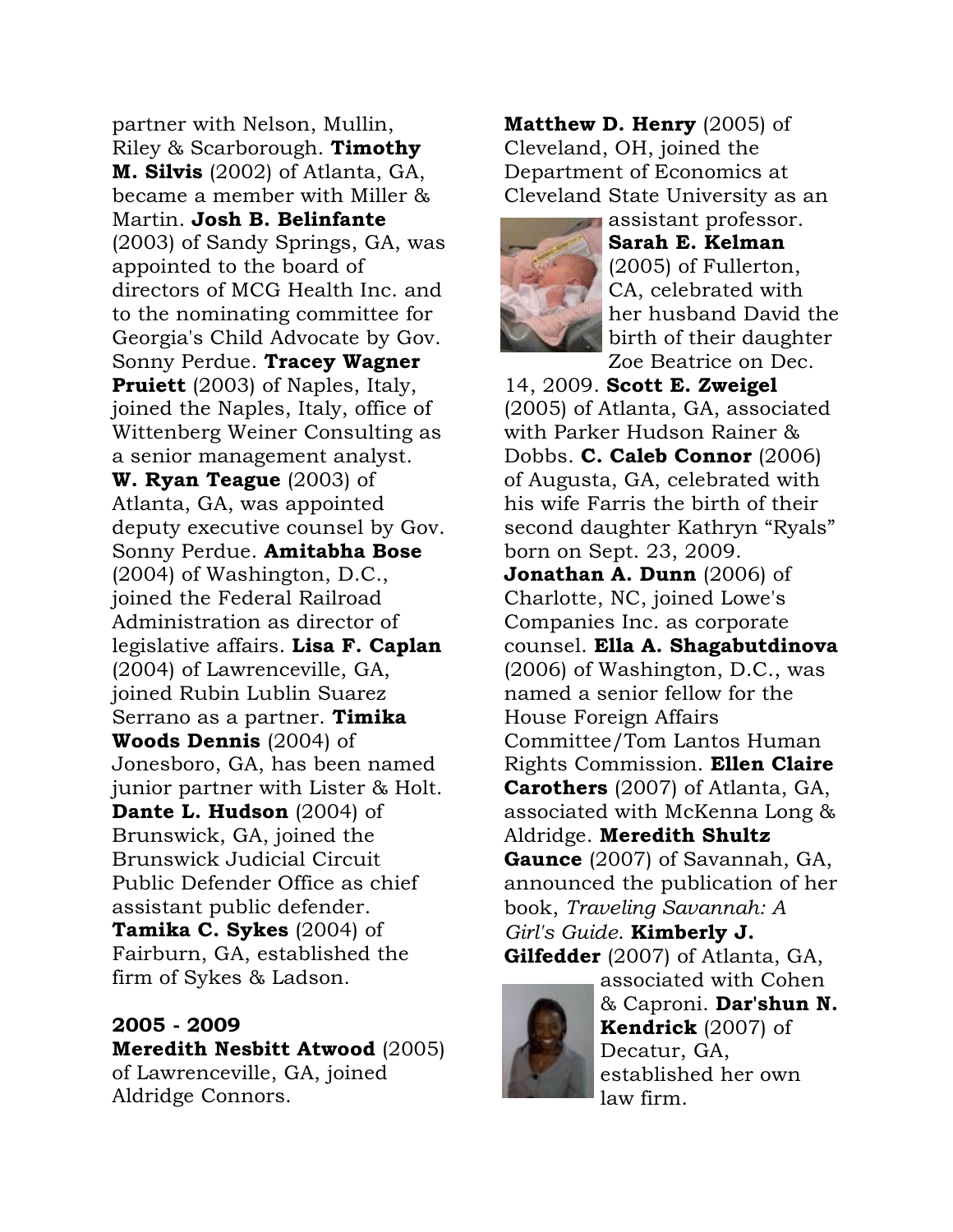partner with Nelson, Mullin, Riley & Scarborough. **Timothy M. Silvis** (2002) of Atlanta, GA, became a member with Miller & Martin. **Josh B. Belinfante** (2003) of Sandy Springs, GA, was appointed to the board of directors of MCG Health Inc. and to the nominating committee for Georgia's Child Advocate by Gov. Sonny Perdue. **Tracey Wagner Pruiett** (2003) of Naples, Italy, joined the Naples, Italy, office of Wittenberg Weiner Consulting as a senior management analyst. **W. Ryan Teague** (2003) of Atlanta, GA, was appointed deputy executive counsel by Gov. Sonny Perdue. **Amitabha Bose** (2004) of Washington, D.C., joined the Federal Railroad Administration as director of legislative affairs. **Lisa F. Caplan** (2004) of Lawrenceville, GA, joined Rubin Lublin Suarez Serrano as a partner. **Timika Woods Dennis** (2004) of Jonesboro, GA, has been named junior partner with Lister & Holt. **Dante L. Hudson** (2004) of Brunswick, GA, joined the Brunswick Judicial Circuit Public Defender Office as chief assistant public defender. **Tamika C. Sykes** (2004) of Fairburn, GA, established the firm of Sykes & Ladson.

**2005 - 2009**

**Meredith Nesbitt Atwood** (2005) of Lawrenceville, GA, joined Aldridge Connors. **Matthew D. Henry** (2005) of Cleveland, OH, joined the Department of Economics at Cleveland State University as an assistant professor. **Sarah E. Kelman** (2005) of Fullerton, CA, celebrated with her husband David the birth of their daughter Zoe Beatrice on Dec. 14, 2009. **Scott E. Zweigel** (2005) of Atlanta, GA, associated with Parker Hudson Rainer & Dobbs. **C. Caleb Connor** (2006) of Augusta, GA, celebrated with his wife Farris the birth of their second daughter Kathryn "Ryals" born on Sept. 23, 2009. **Jonathan A. Dunn** (2006) of Charlotte, NC, joined Lowe's Companies Inc. as corporate counsel. **Ella A. Shagabutdinova** (2006) of Washington, D.C., was named a senior fellow for the House Foreign Affairs Committee/Tom Lantos Human Rights Commission. **Ellen Claire Carothers** (2007) of Atlanta, GA, associated with McKenna Long & Aldridge. **Meredith Shultz Gaunce** (2007) of Savannah, GA, announced the publication of her book, *Traveling Savannah: A Girl's Guide*. **Kimberly J. Gilfedder** (2007) of Atlanta, GA, associated with Cohen & Caproni. **Dar'shun N. Kendrick** (2007) of Decatur, GA, established her own law firm.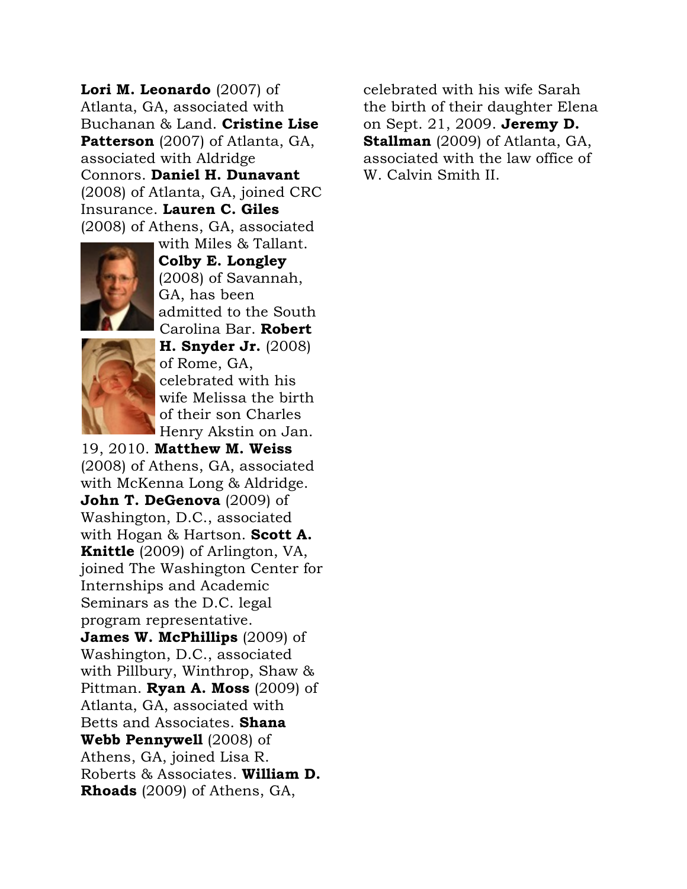**Lori M. Leonardo** (2007) of Atlanta, GA, associated with Buchanan & Land. **Cristine Lise Patterson** (2007) of Atlanta, GA, associated with Aldridge Connors. **Daniel H. Dunavant** (2008) of Atlanta, GA, joined CRC Insurance. **Lauren C. Giles** (2008) of Athens, GA, associated with Miles & Tallant. **Colby E. Longley** (2008) of Savannah, GA, has been admitted to the South Carolina Bar. **Robert H. Snyder Jr.** (2008) of Rome, GA, celebrated with his wife Melissa the birth of their son Charles Henry Akstin on Jan. 19, 2010. **Matthew M. Weiss** (2008) of Athens, GA, associated with McKenna Long & Aldridge. **John T. DeGenova** (2009) of Washington, D.C., associated with Hogan & Hartson. **Scott A. Knittle** (2009) of Arlington, VA, joined The Washington Center for Internships and Academic Seminars as the D.C. legal program representative. **James W. McPhillips** (2009) of Washington, D.C., associated with Pillbury, Winthrop, Shaw & Pittman. **Ryan A. Moss** (2009) of Atlanta, GA, associated with Betts and Associates. **Shana Webb Pennywell** (2008) of Athens, GA, joined Lisa R. Roberts & Associates. **William D. Rhoads** (2009) of Athens, GA, celebrated with his wife Sarah the birth of their daughter Elena on Sept. 21, 2009. **Jeremy D. Stallman** (2009) of Atlanta, GA, associated with the law office of W. Calvin Smith II.